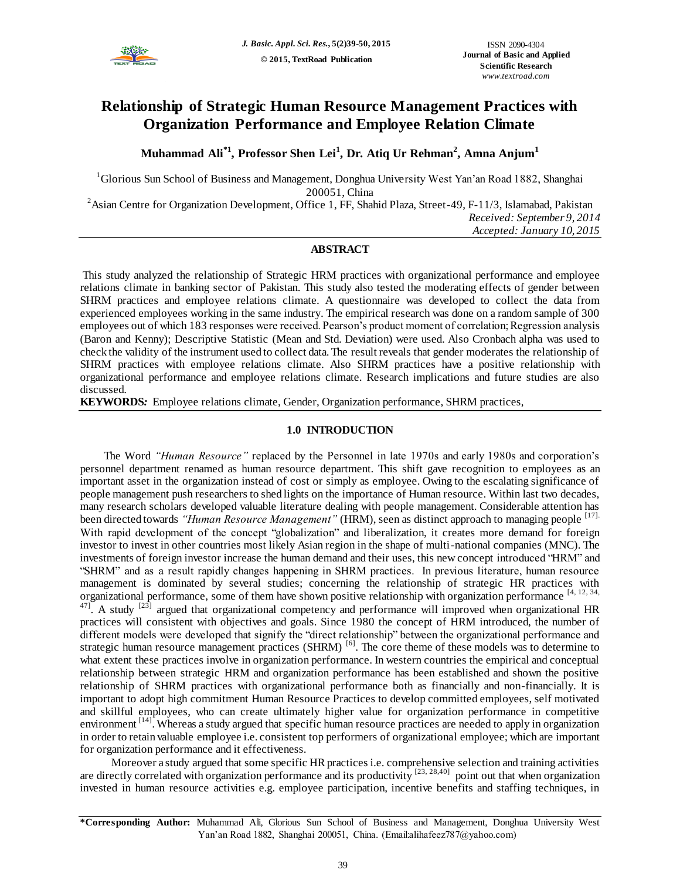ISSN 2090-4304
**Journal of Basic and Applied Scientific Research**
*www.textroad.com*

*J. Basic. Appl. Sci. Res.*, 5(2)39-50, 2015
**© 2015, TextRoad Publication**

# Relationship of Strategic Human Resource Management Practices with Organization Performance and Employee Relation Climate

**Muhammad Ali[*1], Professor Shen Lei[1], Dr. Atiq Ur Rehman[2], Amna Anjum[1]**

[1]Glorious Sun School of Business and Management, Donghua University West Yan'an Road 1882, Shanghai 200051, China

[2]Asian Centre for Organization Development, Office 1, FF, Shahid Plaza, Street-49, F-11/3, Islamabad, Pakistan

*Received: September 9, 2014*
*Accepted: January 10, 2015*

## ABSTRACT

This study analyzed the relationship of Strategic HRM practices with organizational performance and employee relations climate in banking sector of Pakistan. This study also tested the moderating effects of gender between SHRM practices and employee relations climate. A questionnaire was developed to collect the data from experienced employees working in the same industry. The empirical research was done on a random sample of 300 employees out of which 183 responses were received. Pearson's product moment of correlation; Regression analysis (Baron and Kenny); Descriptive Statistic (Mean and Std. Deviation) were used. Also Cronbach alpha was used to check the validity of the instrument used to collect data. The result reveals that gender moderates the relationship of SHRM practices with employee relations climate. Also SHRM practices have a positive relationship with organizational performance and employee relations climate. Research implications and future studies are also discussed.

**KEYWORDS:** Employee relations climate, Gender, Organization performance, SHRM practices,

## 1.0 INTRODUCTION

The Word *"Human Resource"* replaced by the Personnel in late 1970s and early 1980s and corporation's personnel department renamed as human resource department. This shift gave recognition to employees as an important asset in the organization instead of cost or simply as employee. Owing to the escalating significance of people management push researchers to shed lights on the importance of Human resource. Within last two decades, many research scholars developed valuable literature dealing with people management. Considerable attention has been directed towards *"Human Resource Management"* (HRM), seen as distinct approach to managing people [17]. With rapid development of the concept "globalization" and liberalization, it creates more demand for foreign investor to invest in other countries most likely Asian region in the shape of multi-national companies (MNC). The investments of foreign investor increase the human demand and their uses, this new concept introduced "HRM" and "SHRM" and as a result rapidly changes happening in SHRM practices. In previous literature, human resource management is dominated by several studies; concerning the relationship of strategic HR practices with organizational performance, some of them have shown positive relationship with organization performance [4, 12, 34, 47]. A study [23] argued that organizational competency and performance will improved when organizational HR practices will consistent with objectives and goals. Since 1980 the concept of HRM introduced, the number of different models were developed that signify the "direct relationship" between the organizational performance and strategic human resource management practices (SHRM) [6]. The core theme of these models was to determine to what extent these practices involve in organization performance. In western countries the empirical and conceptual relationship between strategic HRM and organization performance has been established and shown the positive relationship of SHRM practices with organizational performance both as financially and non-financially. It is important to adopt high commitment Human Resource Practices to develop committed employees, self motivated and skillful employees, who can create ultimately higher value for organization performance in competitive environment [14]. Whereas a study argued that specific human resource practices are needed to apply in organization in order to retain valuable employee i.e. consistent top performers of organizational employee; which are important for organization performance and it effectiveness.

Moreover a study argued that some specific HR practices i.e. comprehensive selection and training activities are directly correlated with organization performance and its productivity [23, 28,40] point out that when organization invested in human resource activities e.g. employee participation, incentive benefits and staffing techniques, in

**\*Corresponding Author:** Muhammad Ali, Glorious Sun School of Business and Management, Donghua University West Yan'an Road 1882, Shanghai 200051, China. (Email:alihafeez787@yahoo.com)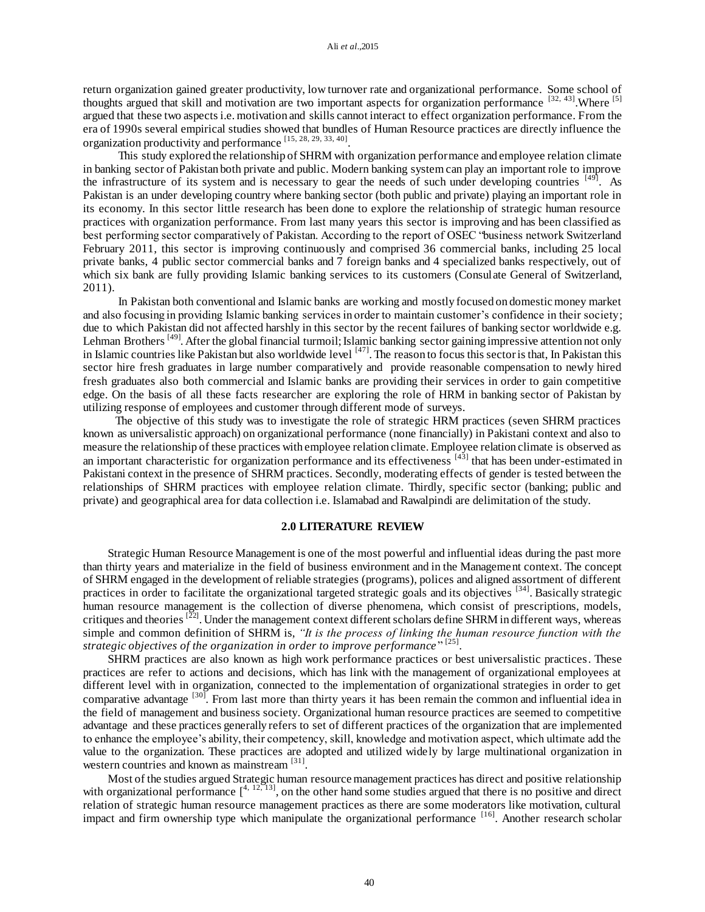return organization gained greater productivity, low turnover rate and organizational performance. Some school of thoughts argued that skill and motivation are two important aspects for organization performance [32, 43].Where [5] argued that these two aspects i.e. motivation and skills cannot interact to effect organization performance. From the era of 1990s several empirical studies showed that bundles of Human Resource practices are directly influence the organization productivity and performance [15, 28, 29, 33, 40].

This study explored the relationship of SHRM with organization performance and employee relation climate in banking sector of Pakistan both private and public. Modern banking system can play an important role to improve the infrastructure of its system and is necessary to gear the needs of such under developing countries [49]. As Pakistan is an under developing country where banking sector (both public and private) playing an important role in its economy. In this sector little research has been done to explore the relationship of strategic human resource practices with organization performance. From last many years this sector is improving and has been classified as best performing sector comparatively of Pakistan. According to the report of OSEC "business network Switzerland February 2011, this sector is improving continuously and comprised 36 commercial banks, including 25 local private banks, 4 public sector commercial banks and 7 foreign banks and 4 specialized banks respectively, out of which six bank are fully providing Islamic banking services to its customers (Consulate General of Switzerland, 2011).

In Pakistan both conventional and Islamic banks are working and mostly focused on domestic money market and also focusing in providing Islamic banking services in order to maintain customer's confidence in their society; due to which Pakistan did not affected harshly in this sector by the recent failures of banking sector worldwide e.g. Lehman Brothers [49]. After the global financial turmoil; Islamic banking sector gaining impressive attention not only in Islamic countries like Pakistan but also worldwide level [47]. The reason to focus this sector is that, In Pakistan this sector hire fresh graduates in large number comparatively and provide reasonable compensation to newly hired fresh graduates also both commercial and Islamic banks are providing their services in order to gain competitive edge. On the basis of all these facts researcher are exploring the role of HRM in banking sector of Pakistan by utilizing response of employees and customer through different mode of surveys.

The objective of this study was to investigate the role of strategic HRM practices (seven SHRM practices known as universalistic approach) on organizational performance (none financially) in Pakistani context and also to measure the relationship of these practices with employee relation climate. Employee relation climate is observed as an important characteristic for organization performance and its effectiveness [43] that has been under-estimated in Pakistani context in the presence of SHRM practices. Secondly, moderating effects of gender is tested between the relationships of SHRM practices with employee relation climate. Thirdly, specific sector (banking; public and private) and geographical area for data collection i.e. Islamabad and Rawalpindi are delimitation of the study.

## 2.0 LITERATURE REVIEW

Strategic Human Resource Management is one of the most powerful and influential ideas during the past more than thirty years and materialize in the field of business environment and in the Management context. The concept of SHRM engaged in the development of reliable strategies (programs), polices and aligned assortment of different practices in order to facilitate the organizational targeted strategic goals and its objectives [34]. Basically strategic human resource management is the collection of diverse phenomena, which consist of prescriptions, models, critiques and theories [22]. Under the management context different scholars define SHRM in different ways, whereas simple and common definition of SHRM is, *"It is the process of linking the human resource function with the strategic objectives of the organization in order to improve performance"* [25].

SHRM practices are also known as high work performance practices or best universalistic practices. These practices are refer to actions and decisions, which has link with the management of organizational employees at different level with in organization, connected to the implementation of organizational strategies in order to get comparative advantage [30]. From last more than thirty years it has been remain the common and influential idea in the field of management and business society. Organizational human resource practices are seemed to competitive advantage and these practices generally refers to set of different practices of the organization that are implemented to enhance the employee's ability, their competency, skill, knowledge and motivation aspect, which ultimate add the value to the organization. These practices are adopted and utilized widely by large multinational organization in western countries and known as mainstream [31].

Most of the studies argued Strategic human resource management practices has direct and positive relationship with organizational performance [4, 12, 13], on the other hand some studies argued that there is no positive and direct relation of strategic human resource management practices as there are some moderators like motivation, cultural impact and firm ownership type which manipulate the organizational performance [16]. Another research scholar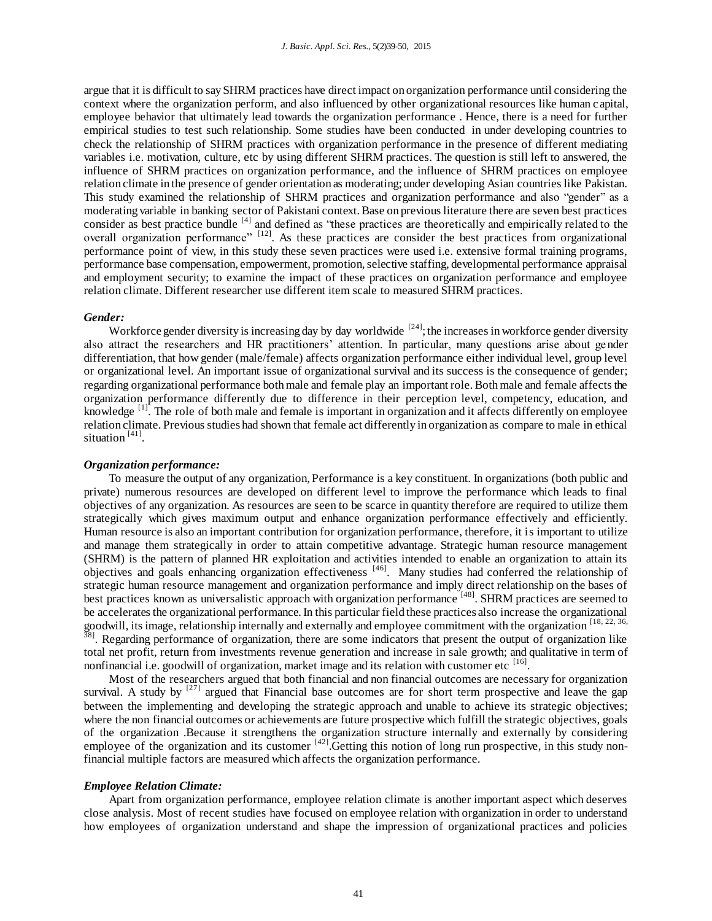argue that it is difficult to say SHRM practices have direct impact on organization performance until considering the context where the organization perform, and also influenced by other organizational resources like human capital, employee behavior that ultimately lead towards the organization performance . Hence, there is a need for further empirical studies to test such relationship. Some studies have been conducted in under developing countries to check the relationship of SHRM practices with organization performance in the presence of different mediating variables i.e. motivation, culture, etc by using different SHRM practices. The question is still left to answered, the influence of SHRM practices on organization performance, and the influence of SHRM practices on employee relation climate in the presence of gender orientation as moderating; under developing Asian countries like Pakistan. This study examined the relationship of SHRM practices and organization performance and also "gender" as a moderating variable in banking sector of Pakistani context. Base on previous literature there are seven best practices consider as best practice bundle [4] and defined as "these practices are theoretically and empirically related to the overall organization performance" [12]. As these practices are consider the best practices from organizational performance point of view, in this study these seven practices were used i.e. extensive formal training programs, performance base compensation, empowerment, promotion, selective staffing, developmental performance appraisal and employment security; to examine the impact of these practices on organization performance and employee relation climate. Different researcher use different item scale to measured SHRM practices.

### *Gender:*

Workforce gender diversity is increasing day by day worldwide [24]; the increases in workforce gender diversity also attract the researchers and HR practitioners' attention. In particular, many questions arise about gender differentiation, that how gender (male/female) affects organization performance either individual level, group level or organizational level. An important issue of organizational survival and its success is the consequence of gender; regarding organizational performance both male and female play an important role. Both male and female affects the organization performance differently due to difference in their perception level, competency, education, and knowledge [1]. The role of both male and female is important in organization and it affects differently on employee relation climate. Previous studies had shown that female act differently in organization as compare to male in ethical situation [41].

### *Organization performance:*

To measure the output of any organization, Performance is a key constituent. In organizations (both public and private) numerous resources are developed on different level to improve the performance which leads to final objectives of any organization. As resources are seen to be scarce in quantity therefore are required to utilize them strategically which gives maximum output and enhance organization performance effectively and efficiently. Human resource is also an important contribution for organization performance, therefore, it is important to utilize and manage them strategically in order to attain competitive advantage. Strategic human resource management (SHRM) is the pattern of planned HR exploitation and activities intended to enable an organization to attain its objectives and goals enhancing organization effectiveness [46]. Many studies had conferred the relationship of strategic human resource management and organization performance and imply direct relationship on the bases of best practices known as universalistic approach with organization performance [48]. SHRM practices are seemed to be accelerates the organizational performance. In this particular field these practices also increase the organizational goodwill, its image, relationship internally and externally and employee commitment with the organization [18, 22, 36, 38]. Regarding performance of organization, there are some indicators that present the output of organization like total net profit, return from investments revenue generation and increase in sale growth; and qualitative in term of nonfinancial i.e. goodwill of organization, market image and its relation with customer etc [16].

Most of the researchers argued that both financial and non financial outcomes are necessary for organization survival. A study by [27] argued that Financial base outcomes are for short term prospective and leave the gap between the implementing and developing the strategic approach and unable to achieve its strategic objectives; where the non financial outcomes or achievements are future prospective which fulfill the strategic objectives, goals of the organization .Because it strengthens the organization structure internally and externally by considering employee of the organization and its customer [42].Getting this notion of long run prospective, in this study non-financial multiple factors are measured which affects the organization performance.

### *Employee Relation Climate:*

Apart from organization performance, employee relation climate is another important aspect which deserves close analysis. Most of recent studies have focused on employee relation with organization in order to understand how employees of organization understand and shape the impression of organizational practices and policies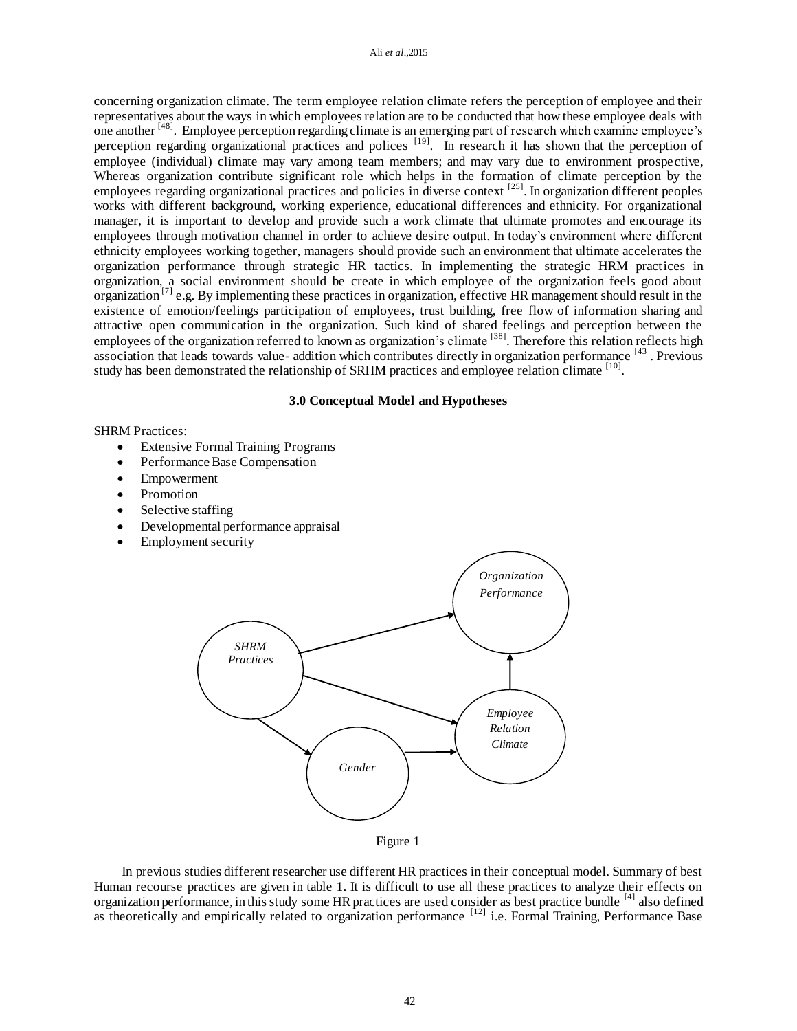concerning organization climate. The term employee relation climate refers the perception of employee and their representatives about the ways in which employees relation are to be conducted that how these employee deals with one another [48]. Employee perception regarding climate is an emerging part of research which examine employee's perception regarding organizational practices and polices [19]. In research it has shown that the perception of employee (individual) climate may vary among team members; and may vary due to environment prospective, Whereas organization contribute significant role which helps in the formation of climate perception by the employees regarding organizational practices and policies in diverse context [25]. In organization different peoples works with different background, working experience, educational differences and ethnicity. For organizational manager, it is important to develop and provide such a work climate that ultimate promotes and encourage its employees through motivation channel in order to achieve desire output. In today's environment where different ethnicity employees working together, managers should provide such an environment that ultimate accelerates the organization performance through strategic HR tactics. In implementing the strategic HRM practices in organization, a social environment should be create in which employee of the organization feels good about organization [7] e.g. By implementing these practices in organization, effective HR management should result in the existence of emotion/feelings participation of employees, trust building, free flow of information sharing and attractive open communication in the organization. Such kind of shared feelings and perception between the employees of the organization referred to known as organization's climate [38]. Therefore this relation reflects high association that leads towards value- addition which contributes directly in organization performance [43]. Previous study has been demonstrated the relationship of SRHM practices and employee relation climate [10].

### 3.0 Conceptual Model and Hypotheses

SHRM Practices:

- Extensive Formal Training Programs
- Performance Base Compensation
- Empowerment
- Promotion
- Selective staffing
- Developmental performance appraisal
- Employment security

Figure 1

In previous studies different researcher use different HR practices in their conceptual model. Summary of best Human recourse practices are given in table 1. It is difficult to use all these practices to analyze their effects on organization performance, in this study some HR practices are used consider as best practice bundle [4] also defined as theoretically and empirically related to organization performance [12] i.e. Formal Training, Performance Base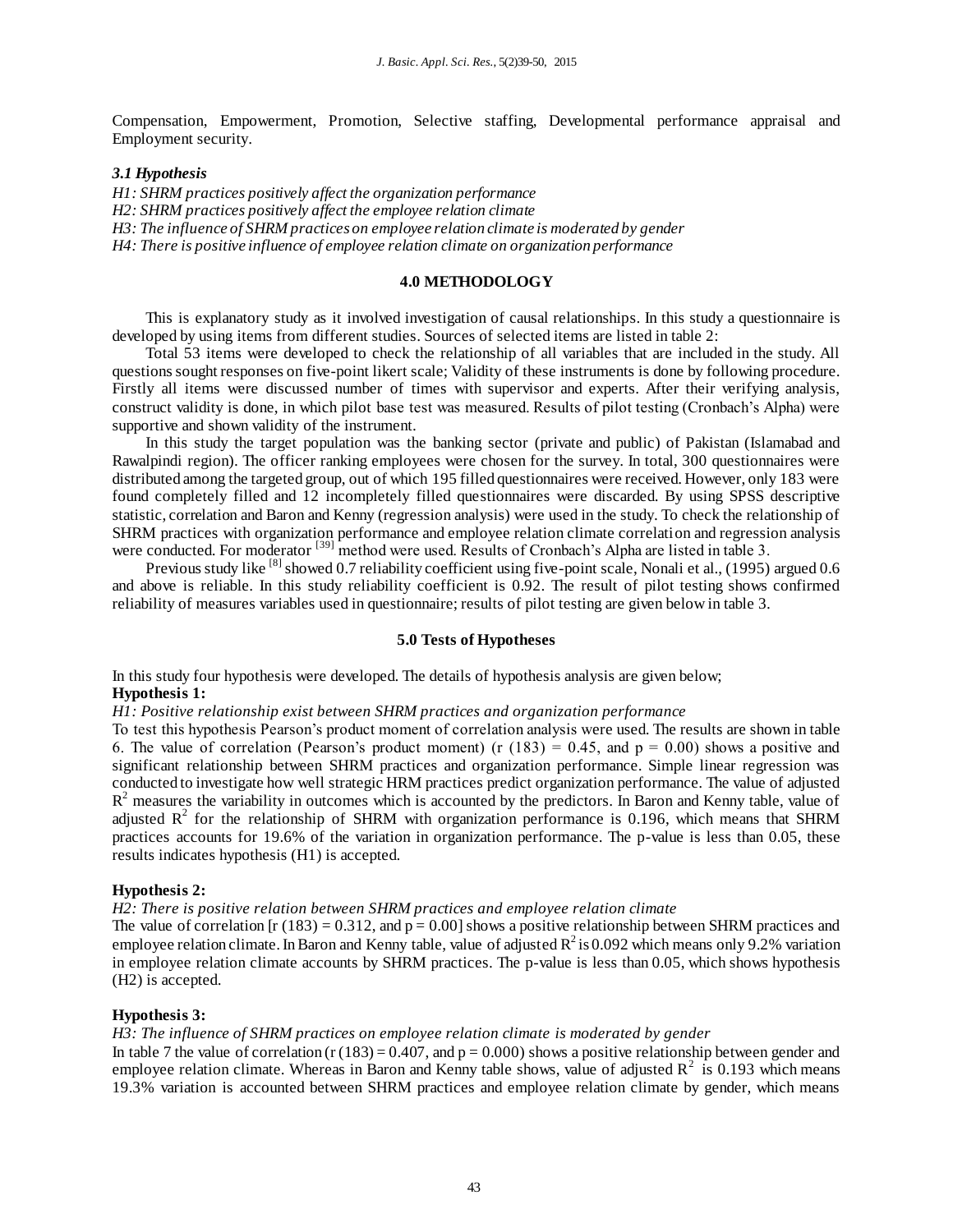Compensation, Empowerment, Promotion, Selective staffing, Developmental performance appraisal and Employment security.

### *3.1 Hypothesis*

*H1: SHRM practices positively affect the organization performance*
*H2: SHRM practices positively affect the employee relation climate*
*H3: The influence of SHRM practices on employee relation climate is moderated by gender*
*H4: There is positive influence of employee relation climate on organization performance*

## 4.0 METHODOLOGY

This is explanatory study as it involved investigation of causal relationships. In this study a questionnaire is developed by using items from different studies. Sources of selected items are listed in table 2:

Total 53 items were developed to check the relationship of all variables that are included in the study. All questions sought responses on five-point likert scale; Validity of these instruments is done by following procedure. Firstly all items were discussed number of times with supervisor and experts. After their verifying analysis, construct validity is done, in which pilot base test was measured. Results of pilot testing (Cronbach's Alpha) were supportive and shown validity of the instrument.

In this study the target population was the banking sector (private and public) of Pakistan (Islamabad and Rawalpindi region). The officer ranking employees were chosen for the survey. In total, 300 questionnaires were distributed among the targeted group, out of which 195 filled questionnaires were received. However, only 183 were found completely filled and 12 incompletely filled questionnaires were discarded. By using SPSS descriptive statistic, correlation and Baron and Kenny (regression analysis) were used in the study. To check the relationship of SHRM practices with organization performance and employee relation climate correlation and regression analysis were conducted. For moderator [39] method were used. Results of Cronbach's Alpha are listed in table 3.

Previous study like [8] showed 0.7 reliability coefficient using five-point scale, Nonali et al., (1995) argued 0.6 and above is reliable. In this study reliability coefficient is 0.92. The result of pilot testing shows confirmed reliability of measures variables used in questionnaire; results of pilot testing are given below in table 3.

## 5.0 Tests of Hypotheses

In this study four hypothesis were developed. The details of hypothesis analysis are given below;

**Hypothesis 1:**

*H1: Positive relationship exist between SHRM practices and organization performance*

To test this hypothesis Pearson's product moment of correlation analysis were used. The results are shown in table 6. The value of correlation (Pearson's product moment) ($r$ (183) = 0.45, and $p$ = 0.00) shows a positive and significant relationship between SHRM practices and organization performance. Simple linear regression was conducted to investigate how well strategic HRM practices predict organization performance. The value of adjusted $R^2$ measures the variability in outcomes which is accounted by the predictors. In Baron and Kenny table, value of adjusted $R^2$ for the relationship of SHRM with organization performance is 0.196, which means that SHRM practices accounts for 19.6% of the variation in organization performance. The p-value is less than 0.05, these results indicates hypothesis (H1) is accepted.

**Hypothesis 2:**

*H2: There is positive relation between SHRM practices and employee relation climate*

The value of correlation [$r$ (183) = 0.312, and $p$ = 0.00] shows a positive relationship between SHRM practices and employee relation climate. In Baron and Kenny table, value of adjusted $R^2$ is 0.092 which means only 9.2% variation in employee relation climate accounts by SHRM practices. The p-value is less than 0.05, which shows hypothesis (H2) is accepted.

**Hypothesis 3:**

*H3: The influence of SHRM practices on employee relation climate is moderated by gender*

In table 7 the value of correlation ($r$ (183) = 0.407, and $p$ = 0.000) shows a positive relationship between gender and employee relation climate. Whereas in Baron and Kenny table shows, value of adjusted $R^2$ is 0.193 which means 19.3% variation is accounted between SHRM practices and employee relation climate by gender, which means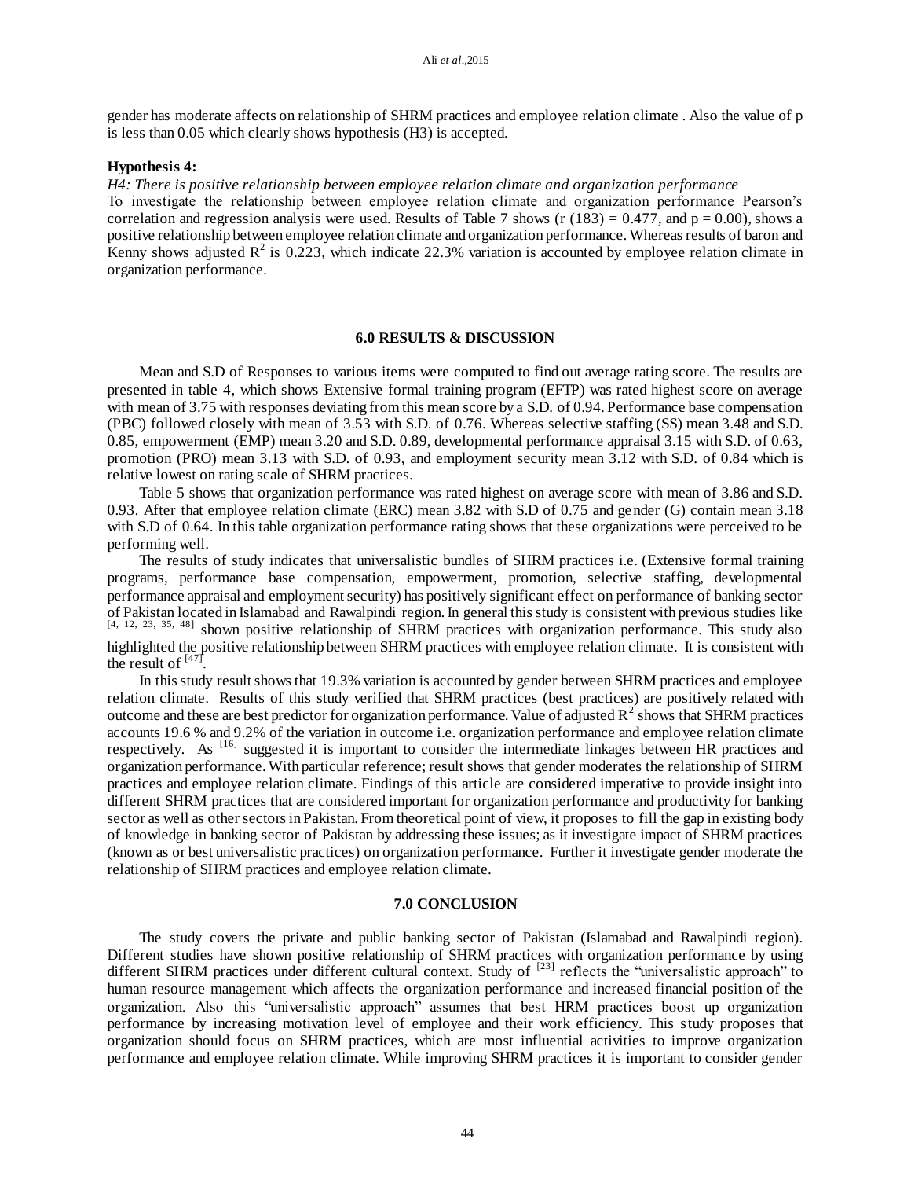gender has moderate affects on relationship of SHRM practices and employee relation climate . Also the value of p is less than 0.05 which clearly shows hypothesis (H3) is accepted.

**Hypothesis 4:**

*H4: There is positive relationship between employee relation climate and organization performance*

To investigate the relationship between employee relation climate and organization performance Pearson's correlation and regression analysis were used. Results of Table 7 shows (r (183) = 0.477, and p = 0.00), shows a positive relationship between employee relation climate and organization performance. Whereas results of baron and Kenny shows adjusted $R^2$ is 0.223, which indicate 22.3% variation is accounted by employee relation climate in organization performance.

## 6.0 RESULTS & DISCUSSION

Mean and S.D of Responses to various items were computed to find out average rating score. The results are presented in table 4, which shows Extensive formal training program (EFTP) was rated highest score on average with mean of 3.75 with responses deviating from this mean score by a S.D. of 0.94. Performance base compensation (PBC) followed closely with mean of 3.53 with S.D. of 0.76. Whereas selective staffing (SS) mean 3.48 and S.D. 0.85, empowerment (EMP) mean 3.20 and S.D. 0.89, developmental performance appraisal 3.15 with S.D. of 0.63, promotion (PRO) mean 3.13 with S.D. of 0.93, and employment security mean 3.12 with S.D. of 0.84 which is relative lowest on rating scale of SHRM practices.

Table 5 shows that organization performance was rated highest on average score with mean of 3.86 and S.D. 0.93. After that employee relation climate (ERC) mean 3.82 with S.D of 0.75 and gender (G) contain mean 3.18 with S.D of 0.64. In this table organization performance rating shows that these organizations were perceived to be performing well.

The results of study indicates that universalistic bundles of SHRM practices i.e. (Extensive formal training programs, performance base compensation, empowerment, promotion, selective staffing, developmental performance appraisal and employment security) has positively significant effect on performance of banking sector of Pakistan located in Islamabad and Rawalpindi region. In general this study is consistent with previous studies like [4, 12, 23, 35, 48] shown positive relationship of SHRM practices with organization performance. This study also highlighted the positive relationship between SHRM practices with employee relation climate. It is consistent with the result of [47].

In this study result shows that 19.3% variation is accounted by gender between SHRM practices and employee relation climate. Results of this study verified that SHRM practices (best practices) are positively related with outcome and these are best predictor for organization performance. Value of adjusted $R^2$ shows that SHRM practices accounts 19.6 % and 9.2% of the variation in outcome i.e. organization performance and employee relation climate respectively. As [16] suggested it is important to consider the intermediate linkages between HR practices and organization performance. With particular reference; result shows that gender moderates the relationship of SHRM practices and employee relation climate. Findings of this article are considered imperative to provide insight into different SHRM practices that are considered important for organization performance and productivity for banking sector as well as other sectors in Pakistan. From theoretical point of view, it proposes to fill the gap in existing body of knowledge in banking sector of Pakistan by addressing these issues; as it investigate impact of SHRM practices (known as or best universalistic practices) on organization performance. Further it investigate gender moderate the relationship of SHRM practices and employee relation climate.

## 7.0 CONCLUSION

The study covers the private and public banking sector of Pakistan (Islamabad and Rawalpindi region). Different studies have shown positive relationship of SHRM practices with organization performance by using different SHRM practices under different cultural context. Study of [23] reflects the "universalistic approach" to human resource management which affects the organization performance and increased financial position of the organization. Also this "universalistic approach" assumes that best HRM practices boost up organization performance by increasing motivation level of employee and their work efficiency. This study proposes that organization should focus on SHRM practices, which are most influential activities to improve organization performance and employee relation climate. While improving SHRM practices it is important to consider gender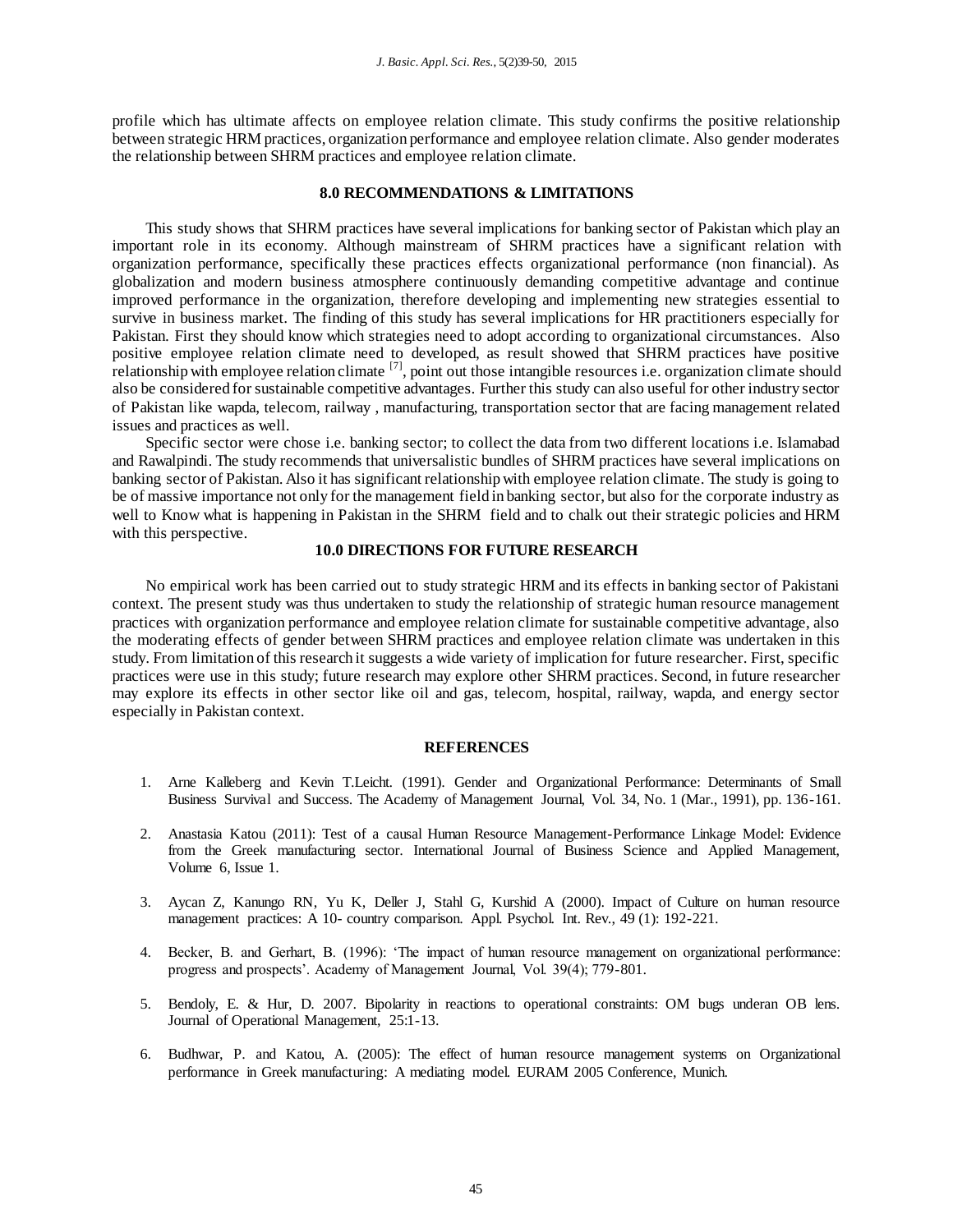profile which has ultimate affects on employee relation climate. This study confirms the positive relationship between strategic HRM practices, organization performance and employee relation climate. Also gender moderates the relationship between SHRM practices and employee relation climate.

## 8.0 RECOMMENDATIONS & LIMITATIONS

This study shows that SHRM practices have several implications for banking sector of Pakistan which play an important role in its economy. Although mainstream of SHRM practices have a significant relation with organization performance, specifically these practices effects organizational performance (non financial). As globalization and modern business atmosphere continuously demanding competitive advantage and continue improved performance in the organization, therefore developing and implementing new strategies essential to survive in business market. The finding of this study has several implications for HR practitioners especially for Pakistan. First they should know which strategies need to adopt according to organizational circumstances. Also positive employee relation climate need to developed, as result showed that SHRM practices have positive relationship with employee relation climate [7], point out those intangible resources i.e. organization climate should also be considered for sustainable competitive advantages. Further this study can also useful for other industry sector of Pakistan like wapda, telecom, railway , manufacturing, transportation sector that are facing management related issues and practices as well.

Specific sector were chose i.e. banking sector; to collect the data from two different locations i.e. Islamabad and Rawalpindi. The study recommends that universalistic bundles of SHRM practices have several implications on banking sector of Pakistan. Also it has significant relationship with employee relation climate. The study is going to be of massive importance not only for the management field in banking sector, but also for the corporate industry as well to Know what is happening in Pakistan in the SHRM field and to chalk out their strategic policies and HRM with this perspective.

## 10.0 DIRECTIONS FOR FUTURE RESEARCH

No empirical work has been carried out to study strategic HRM and its effects in banking sector of Pakistani context. The present study was thus undertaken to study the relationship of strategic human resource management practices with organization performance and employee relation climate for sustainable competitive advantage, also the moderating effects of gender between SHRM practices and employee relation climate was undertaken in this study. From limitation of this research it suggests a wide variety of implication for future researcher. First, specific practices were use in this study; future research may explore other SHRM practices. Second, in future researcher may explore its effects in other sector like oil and gas, telecom, hospital, railway, wapda, and energy sector especially in Pakistan context.

## REFERENCES

1. Arne Kalleberg and Kevin T.Leicht. (1991). Gender and Organizational Performance: Determinants of Small Business Survival and Success. The Academy of Management Journal, Vol. 34, No. 1 (Mar., 1991), pp. 136-161.

2. Anastasia Katou (2011): Test of a causal Human Resource Management-Performance Linkage Model: Evidence from the Greek manufacturing sector. International Journal of Business Science and Applied Management, Volume 6, Issue 1.

3. Aycan Z, Kanungo RN, Yu K, Deller J, Stahl G, Kurshid A (2000). Impact of Culture on human resource management practices: A 10- country comparison. Appl. Psychol. Int. Rev., 49 (1): 192-221.

4. Becker, B. and Gerhart, B. (1996): 'The impact of human resource management on organizational performance: progress and prospects'. Academy of Management Journal, Vol. 39(4); 779-801.

5. Bendoly, E. & Hur, D. 2007. Bipolarity in reactions to operational constraints: OM bugs underan OB lens. Journal of Operational Management, 25:1-13.

6. Budhwar, P. and Katou, A. (2005): The effect of human resource management systems on Organizational performance in Greek manufacturing: A mediating model. EURAM 2005 Conference, Munich.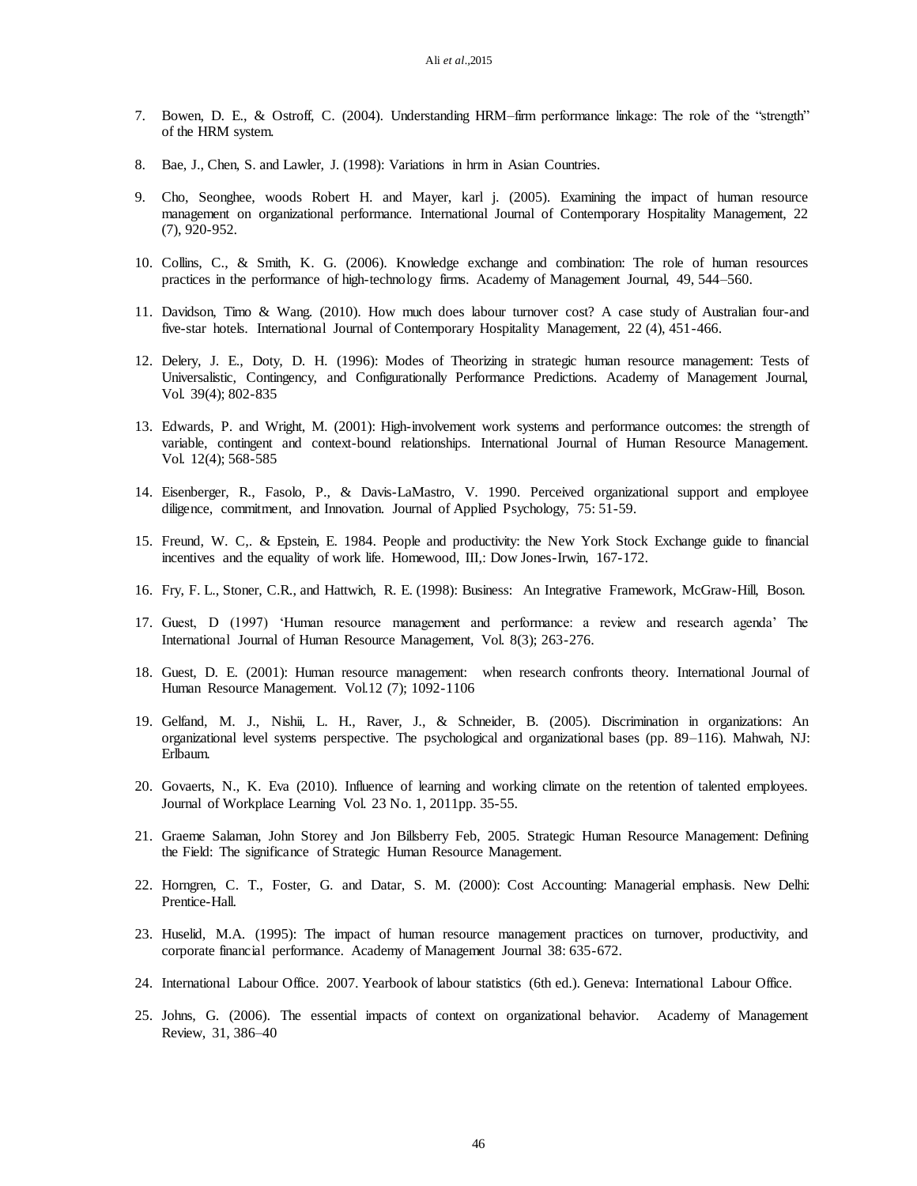7. Bowen, D. E., & Ostroff, C. (2004). Understanding HRM–firm performance linkage: The role of the "strength" of the HRM system.

8. Bae, J., Chen, S. and Lawler, J. (1998): Variations in hrm in Asian Countries.

9. Cho, Seonghee, woods Robert H. and Mayer, karl j. (2005). Examining the impact of human resource management on organizational performance. International Journal of Contemporary Hospitality Management, 22 (7), 920-952.

10. Collins, C., & Smith, K. G. (2006). Knowledge exchange and combination: The role of human resources practices in the performance of high-technology firms. Academy of Management Journal, 49, 544–560.

11. Davidson, Timo & Wang. (2010). How much does labour turnover cost? A case study of Australian four-and five-star hotels. International Journal of Contemporary Hospitality Management, 22 (4), 451-466.

12. Delery, J. E., Doty, D. H. (1996): Modes of Theorizing in strategic human resource management: Tests of Universalistic, Contingency, and Configurationally Performance Predictions. Academy of Management Journal, Vol. 39(4); 802-835

13. Edwards, P. and Wright, M. (2001): High-involvement work systems and performance outcomes: the strength of variable, contingent and context-bound relationships. International Journal of Human Resource Management. Vol. 12(4); 568-585

14. Eisenberger, R., Fasolo, P., & Davis-LaMastro, V. 1990. Perceived organizational support and employee diligence, commitment, and Innovation. Journal of Applied Psychology, 75: 51-59.

15. Freund, W. C,. & Epstein, E. 1984. People and productivity: the New York Stock Exchange guide to financial incentives and the equality of work life. Homewood, III,: Dow Jones-Irwin, 167-172.

16. Fry, F. L., Stoner, C.R., and Hattwich, R. E. (1998): Business: An Integrative Framework, McGraw-Hill, Boson.

17. Guest, D (1997) 'Human resource management and performance: a review and research agenda' The International Journal of Human Resource Management, Vol. 8(3); 263-276.

18. Guest, D. E. (2001): Human resource management: when research confronts theory. International Journal of Human Resource Management. Vol.12 (7); 1092-1106

19. Gelfand, M. J., Nishii, L. H., Raver, J., & Schneider, B. (2005). Discrimination in organizations: An organizational level systems perspective. The psychological and organizational bases (pp. 89–116). Mahwah, NJ: Erlbaum.

20. Govaerts, N., K. Eva (2010). Influence of learning and working climate on the retention of talented employees. Journal of Workplace Learning Vol. 23 No. 1, 2011pp. 35-55.

21. Graeme Salaman, John Storey and Jon Billsberry Feb, 2005. Strategic Human Resource Management: Defining the Field: The significance of Strategic Human Resource Management.

22. Horngren, C. T., Foster, G. and Datar, S. M. (2000): Cost Accounting: Managerial emphasis. New Delhi: Prentice-Hall.

23. Huselid, M.A. (1995): The impact of human resource management practices on turnover, productivity, and corporate financial performance. Academy of Management Journal 38: 635-672.

24. International Labour Office. 2007. Yearbook of labour statistics (6th ed.). Geneva: International Labour Office.

25. Johns, G. (2006). The essential impacts of context on organizational behavior. Academy of Management Review, 31, 386–40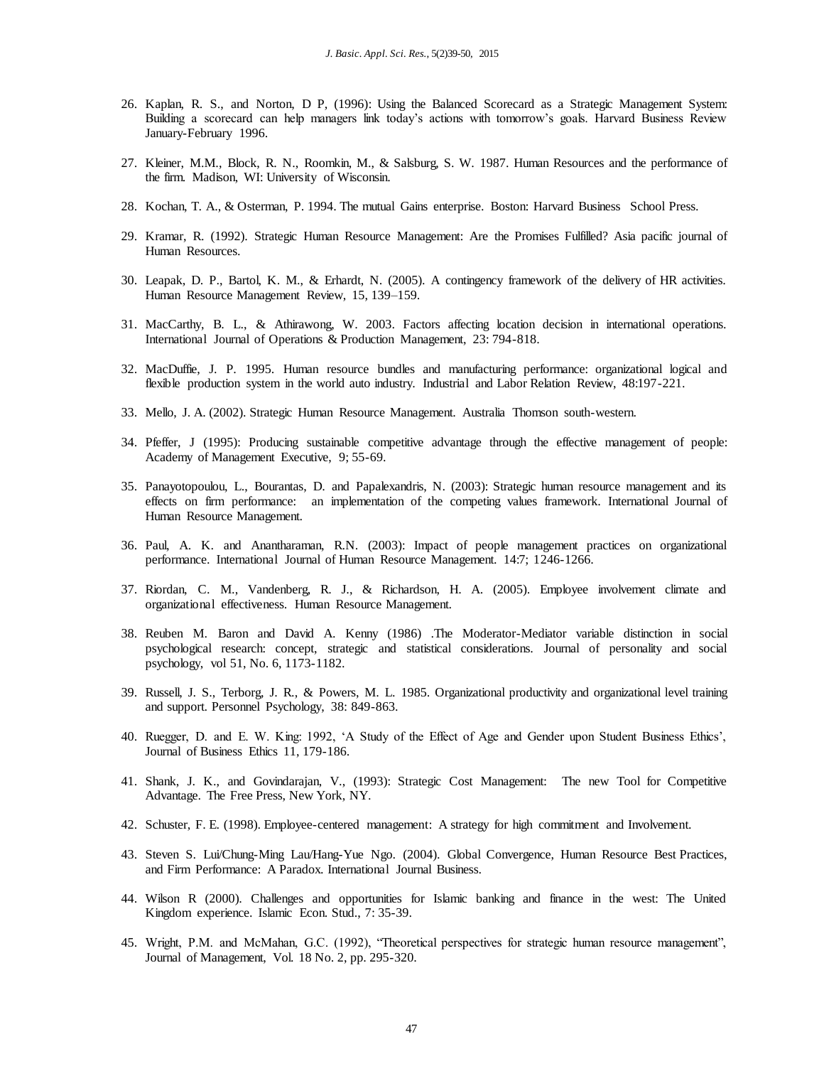26. Kaplan, R. S., and Norton, D P, (1996): Using the Balanced Scorecard as a Strategic Management System: Building a scorecard can help managers link today's actions with tomorrow's goals. Harvard Business Review January-February 1996.

27. Kleiner, M.M., Block, R. N., Roomkin, M., & Salsburg, S. W. 1987. Human Resources and the performance of the firm. Madison, WI: University of Wisconsin.

28. Kochan, T. A., & Osterman, P. 1994. The mutual Gains enterprise. Boston: Harvard Business School Press.

29. Kramar, R. (1992). Strategic Human Resource Management: Are the Promises Fulfilled? Asia pacific journal of Human Resources.

30. Leapak, D. P., Bartol, K. M., & Erhardt, N. (2005). A contingency framework of the delivery of HR activities. Human Resource Management Review, 15, 139–159.

31. MacCarthy, B. L., & Athirawong, W. 2003. Factors affecting location decision in international operations. International Journal of Operations & Production Management, 23: 794-818.

32. MacDuffie, J. P. 1995. Human resource bundles and manufacturing performance: organizational logical and flexible production system in the world auto industry. Industrial and Labor Relation Review, 48:197-221.

33. Mello, J. A. (2002). Strategic Human Resource Management. Australia Thomson south-western.

34. Pfeffer, J (1995): Producing sustainable competitive advantage through the effective management of people: Academy of Management Executive, 9; 55-69.

35. Panayotopoulou, L., Bourantas, D. and Papalexandris, N. (2003): Strategic human resource management and its effects on firm performance: an implementation of the competing values framework. International Journal of Human Resource Management.

36. Paul, A. K. and Anantharaman, R.N. (2003): Impact of people management practices on organizational performance. International Journal of Human Resource Management. 14:7; 1246-1266.

37. Riordan, C. M., Vandenberg, R. J., & Richardson, H. A. (2005). Employee involvement climate and organizational effectiveness. Human Resource Management.

38. Reuben M. Baron and David A. Kenny (1986) .The Moderator-Mediator variable distinction in social psychological research: concept, strategic and statistical considerations. Journal of personality and social psychology, vol 51, No. 6, 1173-1182.

39. Russell, J. S., Terborg, J. R., & Powers, M. L. 1985. Organizational productivity and organizational level training and support. Personnel Psychology, 38: 849-863.

40. Ruegger, D. and E. W. King: 1992, 'A Study of the Effect of Age and Gender upon Student Business Ethics', Journal of Business Ethics 11, 179-186.

41. Shank, J. K., and Govindarajan, V., (1993): Strategic Cost Management: The new Tool for Competitive Advantage. The Free Press, New York, NY.

42. Schuster, F. E. (1998). Employee-centered management: A strategy for high commitment and Involvement.

43. Steven S. Lui/Chung-Ming Lau/Hang-Yue Ngo. (2004). Global Convergence, Human Resource Best Practices, and Firm Performance: A Paradox. International Journal Business.

44. Wilson R (2000). Challenges and opportunities for Islamic banking and finance in the west: The United Kingdom experience. Islamic Econ. Stud., 7: 35-39.

45. Wright, P.M. and McMahan, G.C. (1992), "Theoretical perspectives for strategic human resource management", Journal of Management, Vol. 18 No. 2, pp. 295-320.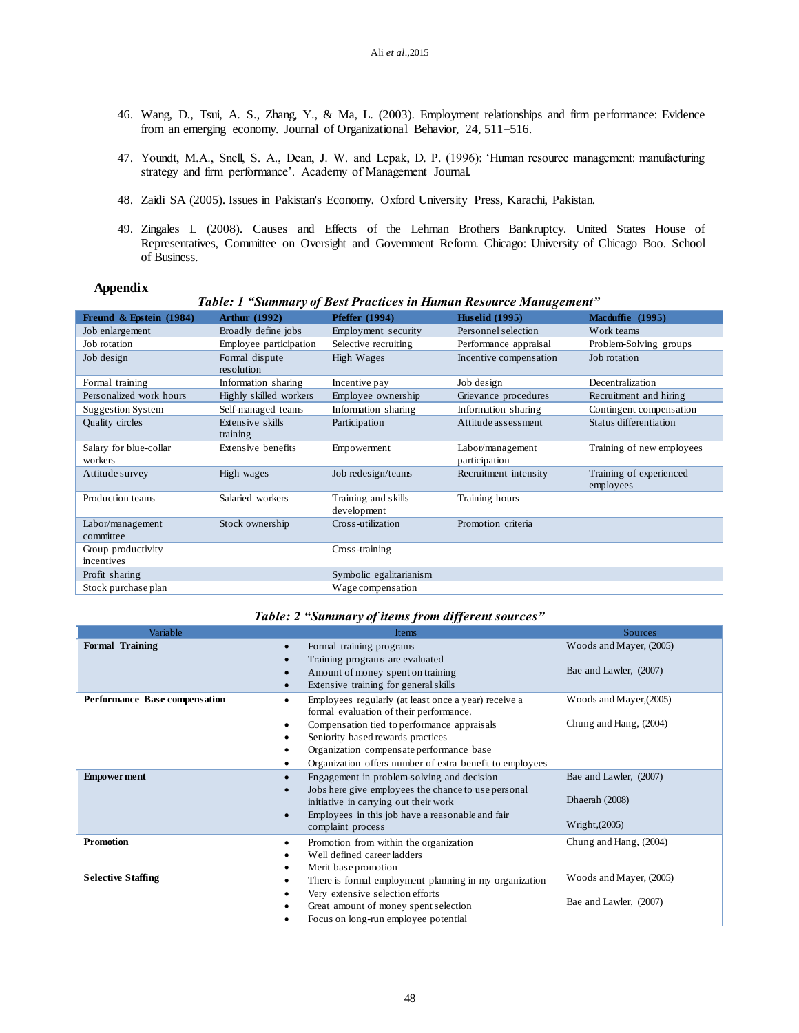46. Wang, D., Tsui, A. S., Zhang, Y., & Ma, L. (2003). Employment relationships and firm performance: Evidence from an emerging economy. Journal of Organizational Behavior, 24, 511–516.

47. Youndt, M.A., Snell, S. A., Dean, J. W. and Lepak, D. P. (1996): 'Human resource management: manufacturing strategy and firm performance'. Academy of Management Journal.

48. Zaidi SA (2005). Issues in Pakistan's Economy. Oxford University Press, Karachi, Pakistan.

49. Zingales L (2008). Causes and Effects of the Lehman Brothers Bankruptcy. United States House of Representatives, Committee on Oversight and Government Reform. Chicago: University of Chicago Boo. School of Business.

## Appendix

***Table: 1 "Summary of Best Practices in Human Resource Management"***

| Freund & Epstein (1984) | Arthur (1992) | Pfeffer (1994) | Huselid (1995) | Macduffie (1995) |
|---|---|---|---|---|
| Job enlargement | Broadly define jobs | Employment security | Personnel selection | Work teams |
| Job rotation | Employee participation | Selective recruiting | Performance appraisal | Problem-Solving groups |
| Job design | Formal dispute resolution | High Wages | Incentive compensation | Job rotation |
| Formal training | Information sharing | Incentive pay | Job design | Decentralization |
| Personalized work hours | Highly skilled workers | Employee ownership | Grievance procedures | Recruitment and hiring |
| Suggestion System | Self-managed teams | Information sharing | Information sharing | Contingent compensation |
| Quality circles | Extensive skills training | Participation | Attitude assessment | Status differentiation |
| Salary for blue-collar workers | Extensive benefits | Empowerment | Labor/management participation | Training of new employees |
| Attitude survey | High wages | Job redesign/teams | Recruitment intensity | Training of experienced employees |
| Production teams | Salaried workers | Training and skills development | Training hours | |
| Labor/management committee | Stock ownership | Cross-utilization | Promotion criteria | |
| Group productivity incentives | | Cross-training | | |
| Profit sharing | | Symbolic egalitarianism | | |
| Stock purchase plan | | Wage compensation | | |

***Table: 2 "Summary of items from different sources"***

| Variable | Items | Sources |
|---|---|---|
| **Formal Training** | • Formal training programs<br>• Training programs are evaluated<br>• Amount of money spent on training<br>• Extensive training for general skills | Woods and Mayer, (2005)<br>Bae and Lawler, (2007) |
| **Performance Base compensation** | • Employees regularly (at least once a year) receive a formal evaluation of their performance.<br>• Compensation tied to performance appraisals<br>• Seniority based rewards practices<br>• Organization compensate performance base<br>• Organization offers number of extra benefit to employees | Woods and Mayer,(2005)<br>Chung and Hang, (2004) |
| **Empowerment** | • Engagement in problem-solving and decision<br>• Jobs here give employees the chance to use personal initiative in carrying out their work<br>• Employees in this job have a reasonable and fair complaint process | Bae and Lawler, (2007)<br>Dhaerah (2008)<br>Wright,(2005) |
| **Promotion** | • Promotion from within the organization<br>• Well defined career ladders<br>• Merit base promotion | Chung and Hang, (2004) |
| **Selective Staffing** | • There is formal employment planning in my organization<br>• Very extensive selection efforts<br>• Great amount of money spent selection<br>• Focus on long-run employee potential | Woods and Mayer, (2005)<br>Bae and Lawler, (2007) |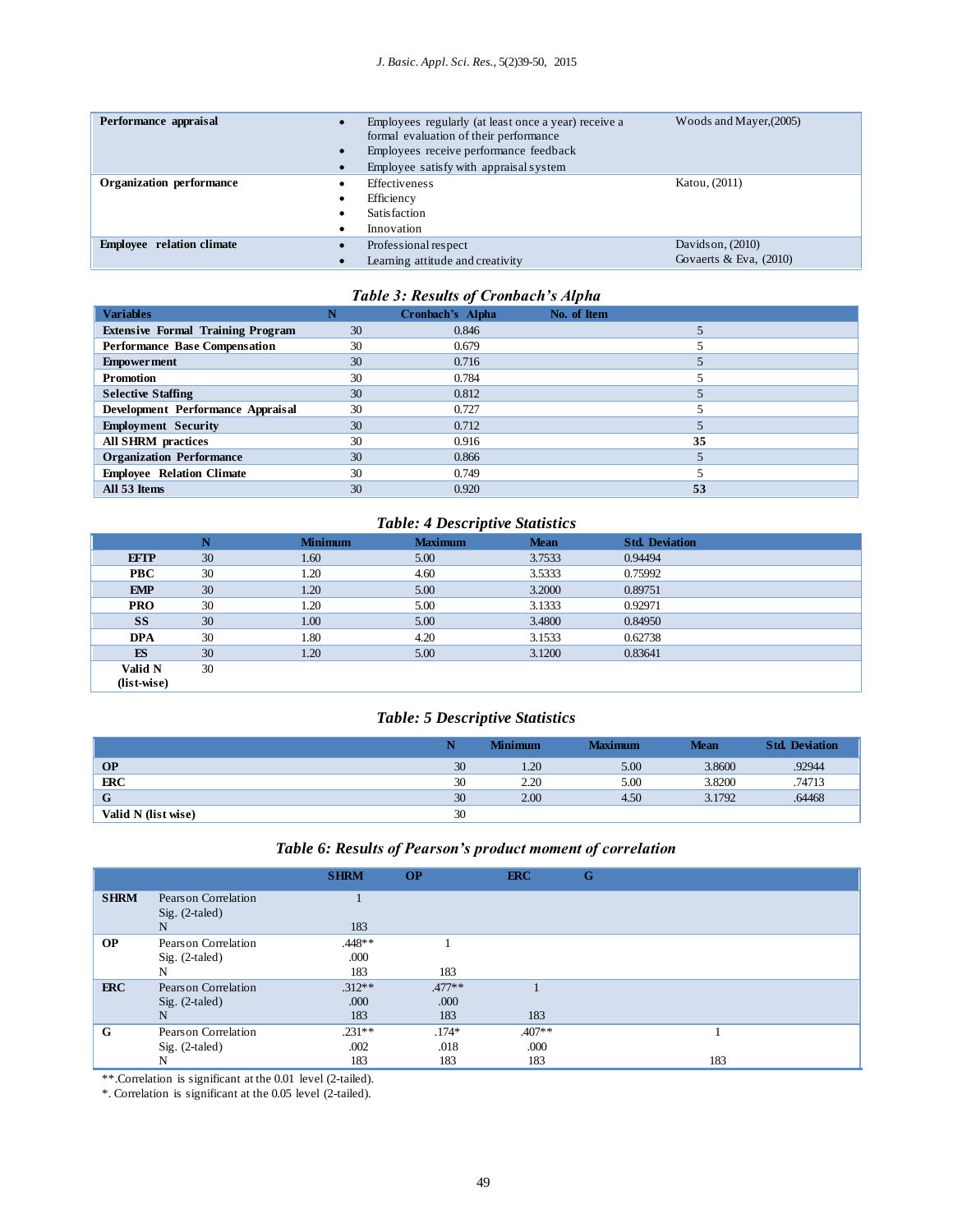| Performance appraisal | • Employees regularly (at least once a year) receive a formal evaluation of their performance<br>• Employees receive performance feedback<br>• Employee satisfy with appraisal system | Woods and Mayer,(2005) |
|---|---|---|
| Organization performance | • Effectiveness<br>• Efficiency<br>• Satisfaction<br>• Innovation | Katou, (2011) |
| Employee relation climate | • Professional respect<br>• Learning attitude and creativity | Davidson, (2010)<br>Govaerts & Eva, (2010) |

### *Table 3: Results of Cronbach's Alpha*

| Variables | N | Cronbach's Alpha | No. of Item |
|---|---|---|---|
| Extensive Formal Training Program | 30 | 0.846 | 5 |
| Performance Base Compensation | 30 | 0.679 | 5 |
| Empowerment | 30 | 0.716 | 5 |
| Promotion | 30 | 0.784 | 5 |
| Selective Staffing | 30 | 0.812 | 5 |
| Development Performance Appraisal | 30 | 0.727 | 5 |
| Employment Security | 30 | 0.712 | 5 |
| All SHRM practices | 30 | 0.916 | 35 |
| Organization Performance | 30 | 0.866 | 5 |
| Employee Relation Climate | 30 | 0.749 | 5 |
| All 53 Items | 30 | 0.920 | 53 |

### *Table: 4 Descriptive Statistics*

| | N | Minimum | Maximum | Mean | Std. Deviation |
|---|---|---|---|---|---|
| EFTP | 30 | 1.60 | 5.00 | 3.7533 | 0.94494 |
| PBC | 30 | 1.20 | 4.60 | 3.5333 | 0.75992 |
| EMP | 30 | 1.20 | 5.00 | 3.2000 | 0.89751 |
| PRO | 30 | 1.20 | 5.00 | 3.1333 | 0.92971 |
| SS | 30 | 1.00 | 5.00 | 3.4800 | 0.84950 |
| DPA | 30 | 1.80 | 4.20 | 3.1533 | 0.62738 |
| ES | 30 | 1.20 | 5.00 | 3.1200 | 0.83641 |
| Valid N (list-wise) | 30 | | | | |

### *Table: 5 Descriptive Statistics*

| | N | Minimum | Maximum | Mean | Std. Deviation |
|---|---|---|---|---|---|
| OP | 30 | 1.20 | 5.00 | 3.8600 | .92944 |
| ERC | 30 | 2.20 | 5.00 | 3.8200 | .74713 |
| G | 30 | 2.00 | 4.50 | 3.1792 | .64468 |
| Valid N (list wise) | 30 | | | | |

### *Table 6: Results of Pearson's product moment of correlation*

| | | SHRM | OP | ERC | G |
|---|---|---|---|---|---|
| SHRM | Pearson Correlation | 1 | | | |
| | Sig. (2-taled) | | | | |
| | N | 183 | | | |
| OP | Pearson Correlation | .448** | 1 | | |
| | Sig. (2-taled) | .000 | | | |
| | N | 183 | 183 | | |
| ERC | Pearson Correlation | .312** | .477** | 1 | |
| | Sig. (2-taled) | .000 | .000 | | |
| | N | 183 | 183 | 183 | |
| G | Pearson Correlation | .231** | .174* | .407** | 1 |
| | Sig. (2-taled) | .002 | .018 | .000 | |
| | N | 183 | 183 | 183 | 183 |

**.Correlation is significant at the 0.01 level (2-tailed).

*. Correlation is significant at the 0.05 level (2-tailed).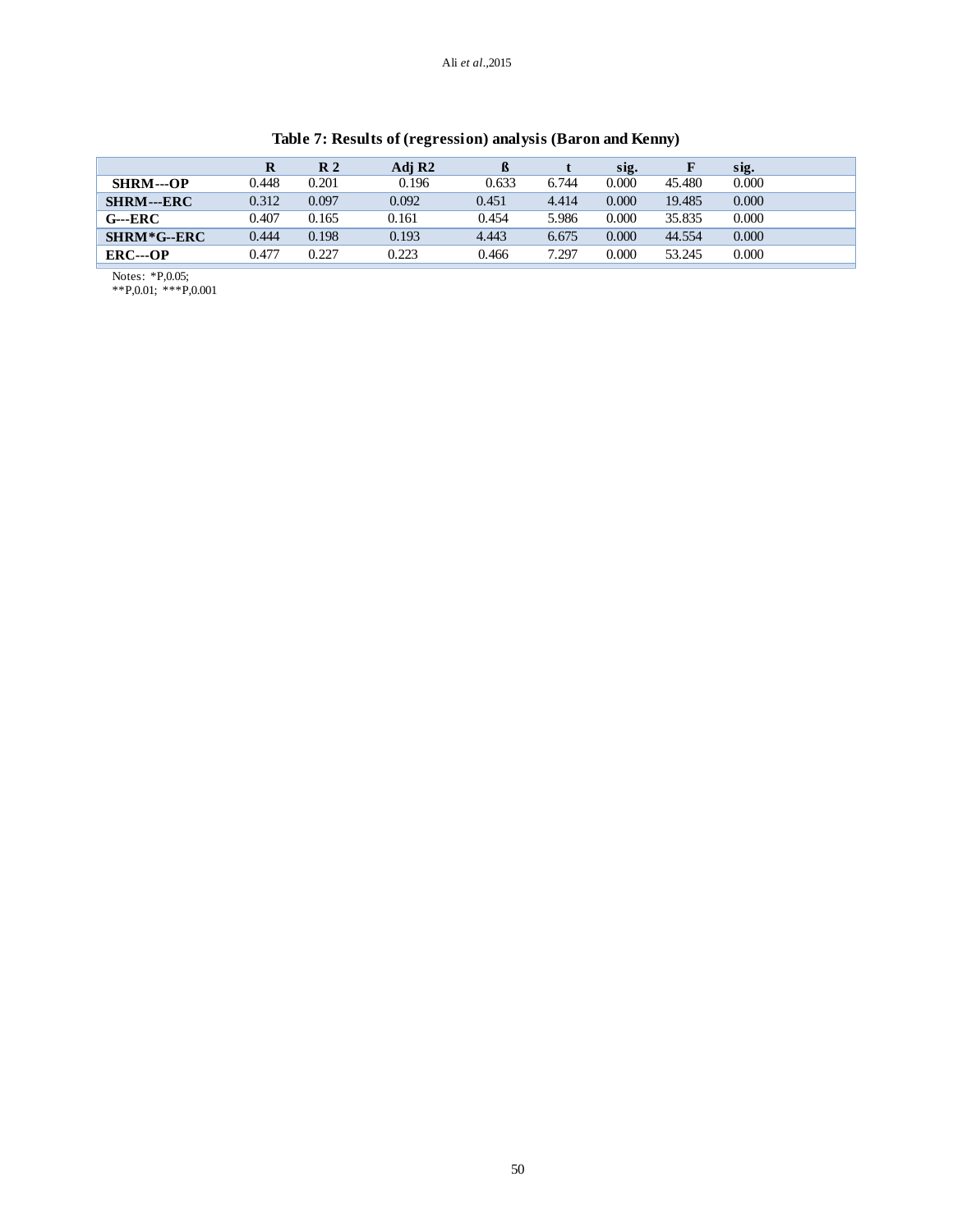**Table 7: Results of (regression) analysis (Baron and Kenny)**

| | R | R 2 | Adj R2 | ß | t | sig. | F | sig. |
|---|---|---|---|---|---|---|---|---|
| **SHRM---OP** | 0.448 | 0.201 | 0.196 | 0.633 | 6.744 | 0.000 | 45.480 | 0.000 |
| **SHRM---ERC** | 0.312 | 0.097 | 0.092 | 0.451 | 4.414 | 0.000 | 19.485 | 0.000 |
| **G---ERC** | 0.407 | 0.165 | 0.161 | 0.454 | 5.986 | 0.000 | 35.835 | 0.000 |
| **SHRM*G--ERC** | 0.444 | 0.198 | 0.193 | 4.443 | 6.675 | 0.000 | 44.554 | 0.000 |
| **ERC---OP** | 0.477 | 0.227 | 0.223 | 0.466 | 7.297 | 0.000 | 53.245 | 0.000 |

Notes: *P,0.05;
**P,0.01; ***P,0.001